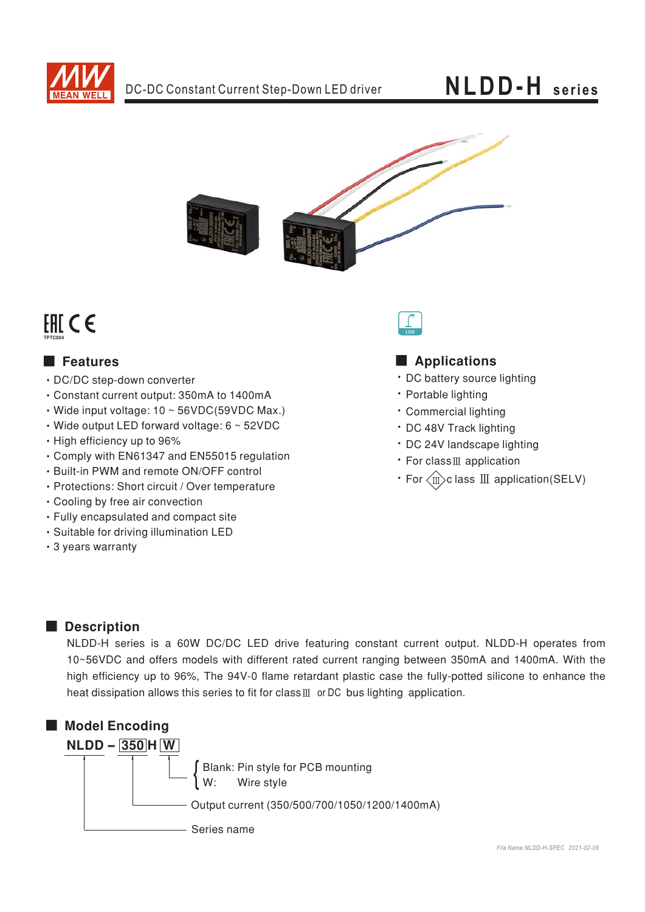DC-DC Constant Current Step-Down LED driver

# NLDD-H series

## Features

- DC/DC step-down converter
- Constant current output: 350mA to 1400mA
- Wide input voltage: 10 ~ 56VDC(59VDC Max.)
- Wide output LED forward voltage: 6 ~ 52VDC
- High efficiency up to 96%
- Comply with EN61347 and EN55015 regulation
- Built-in PWM and remote ON/OFF control
- Protections: Short circuit / Over temperature
- Cooling by free air convection
- Fully encapsulated and compact site
- Suitable for driving illumination LED
- 3 years warranty

## Applications

- DC battery source lighting
- Portable lighting
- Commercial lighting
- DC 48V Track lighting
- DC 24V landscape lighting
- For classⅢ application
- For ⟨Ⅲ⟩class Ⅲ application(SELV)

## Description

NLDD-H series is a 60W DC/DC LED drive featuring constant current output. NLDD-H operates from 10~56VDC and offers models with different rated current ranging between 350mA and 1400mA. With the high efficiency up to 96%, The 94V-0 flame retardant plastic case the fully-potted silicone to enhance the heat dissipation allows this series to fit for classⅢ or DC bus lighting application.

## Model Encoding

**NLDD – 350 H W**

- W: Blank: Pin style for PCB mounting; W: Wire style
- 350: Output current (350/500/700/1050/1200/1400mA)
- NLDD: Series name

*File Name:NLDD-H-SPEC 2021-02-09*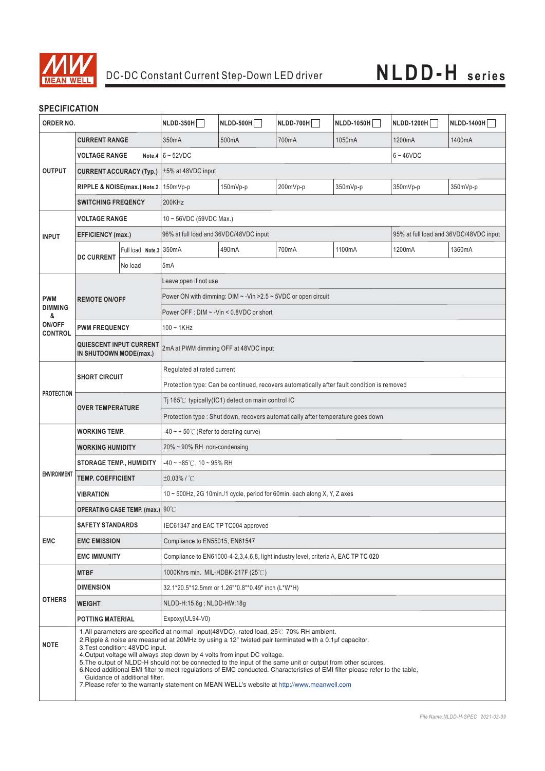DC-DC Constant Current Step-Down LED driver

# NLDD-H series

## SPECIFICATION

| ORDER NO. | | | NLDD-350H☐ | NLDD-500H☐ | NLDD-700H☐ | NLDD-1050H☐ | NLDD-1200H☐ | NLDD-1400H☐ |
|---|---|---|---|---|---|---|---|---|
| OUTPUT | CURRENT RANGE | | 350mA | 500mA | 700mA | 1050mA | 1200mA | 1400mA |
| | VOLTAGE RANGE Note.4 | | 6 ~ 52VDC | | | | 6 ~ 46VDC | |
| | CURRENT ACCURACY (Typ.) | | ±5% at 48VDC input | | | | | |
| | RIPPLE & NOISE(max.) Note.2 | | 150mVp-p | 150mVp-p | 200mVp-p | 350mVp-p | 350mVp-p | 350mVp-p |
| | SWITCHING FREQENCY | | 200KHz | | | | | |
| INPUT | VOLTAGE RANGE | | 10 ~ 56VDC (59VDC Max.) | | | | | |
| | EFFICIENCY (max.) | | 96% at full load and 36VDC/48VDC input | | | | 95% at full load and 36VDC/48VDC input | |
| | DC CURRENT | Full load Note.3 | 350mA | 490mA | 700mA | 1100mA | 1200mA | 1360mA |
| | | No load | 5mA | | | | | |
| PWM DIMMING & ON/OFF CONTROL | REMOTE ON/OFF | | Leave open if not use | | | | | |
| | | | Power ON with dimming: DIM ~ -Vin >2.5 ~ 5VDC or open circuit | | | | | |
| | | | Power OFF : DIM ~ -Vin < 0.8VDC or short | | | | | |
| | PWM FREQUENCY | | 100 ~ 1KHz | | | | | |
| | QUIESCENT INPUT CURRENT IN SHUTDOWN MODE(max.) | | 2mA at PWM dimming OFF at 48VDC input | | | | | |
| PROTECTION | SHORT CIRCUIT | | Regulated at rated current | | | | | |
| | | | Protection type: Can be continued, recovers automatically after fault condition is removed | | | | | |
| | OVER TEMPERATURE | | Tj 165℃ typically(IC1) detect on main control IC | | | | | |
| | | | Protection type : Shut down, recovers automatically after temperature goes down | | | | | |
| ENVIRONMENT | WORKING TEMP. | | -40 ~ + 50℃ (Refer to derating curve) | | | | | |
| | WORKING HUMIDITY | | 20% ~ 90% RH non-condensing | | | | | |
| | STORAGE TEMP., HUMIDITY | | -40 ~ +85℃, 10 ~ 95% RH | | | | | |
| | TEMP. COEFFICIENT | | ±0.03% / ℃ | | | | | |
| | VIBRATION | | 10 ~ 500Hz, 2G 10min./1 cycle, period for 60min. each along X, Y, Z axes | | | | | |
| | OPERATING CASE TEMP. (max.) | | 90℃ | | | | | |
| EMC | SAFETY STANDARDS | | IEC61347 and EAC TP TC004 approved | | | | | |
| | EMC EMISSION | | Compliance to EN55015, EN61547 | | | | | |
| | EMC IMMUNITY | | Compliance to EN61000-4-2,3,4,6,8, light industry level, criteria A, EAC TP TC 020 | | | | | |
| OTHERS | MTBF | | 1000Khrs min. MIL-HDBK-217F (25℃) | | | | | |
| | DIMENSION | | 32.1\*20.5\*12.5mm or 1.26"\*0.8"\*0.49" inch (L\*W\*H) | | | | | |
| | WEIGHT | | NLDD-H:15.6g ; NLDD-HW:18g | | | | | |
| | POTTING MATERIAL | | Expoxy(UL94-V0) | | | | | |

**NOTE**

1. All parameters are specified at normal input(48VDC), rated load, 25℃ 70% RH ambient.
2. Ripple & noise are measured at 20MHz by using a 12" twisted pair terminated with a 0.1μf capacitor.
3. Test condition: 48VDC input.
4. Output voltage will always step down by 4 volts from input DC voltage.
5. The output of NLDD-H should not be connected to the input of the same unit or output from other sources.
6. Need additional EMI filter to meet regulations of EMC conducted. Characteristics of EMI filter please refer to the table, Guidance of additional filter.
7. Please refer to the warranty statement on MEAN WELL's website at http://www.meanwell.com

File Name:NLDD-H-SPEC 2021-02-09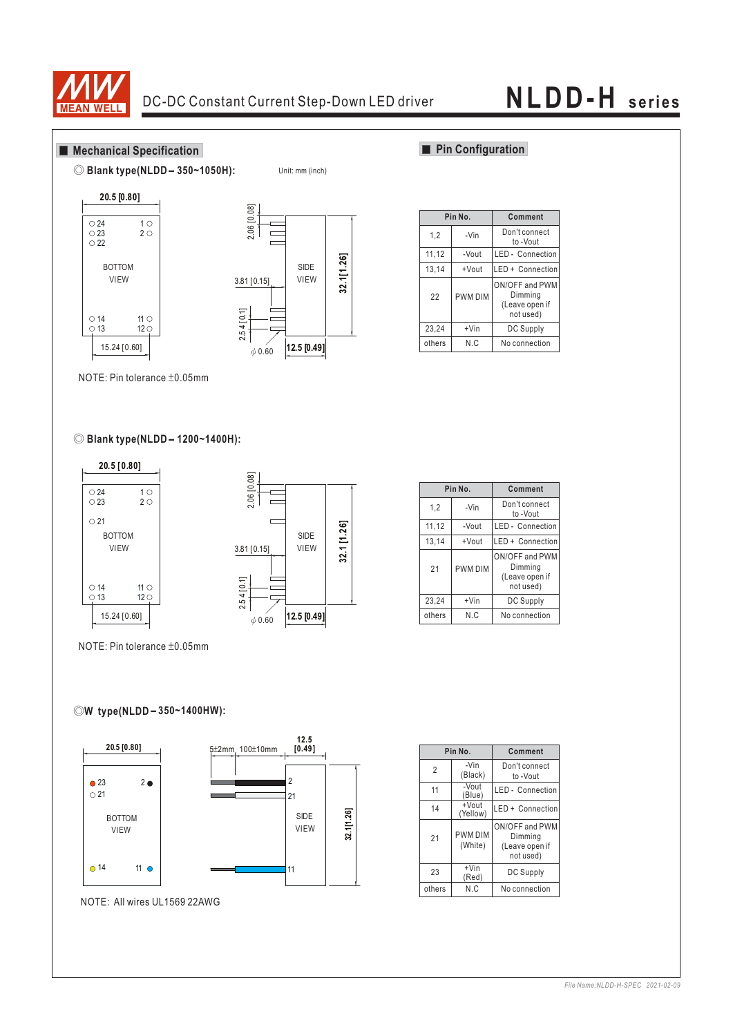## ■ Mechanical Specification

◎ Blank type(NLDD – 350~1050H):

Unit: mm (inch)

20.5 [0.80]

○ 24 ○ 23 ○ 22 1 ○ 2 ○

BOTTOM VIEW

○ 14 ○ 13 11 ○ 12 ○

15.24 [0.60]

2.06 [0.08]

3.81 [0.15]

2.54 [0.1]

φ 0.60

SIDE VIEW

32.1 [1.26]

12.5 [0.49]

NOTE: Pin tolerance ±0.05mm

## ■ Pin Configuration

| Pin No. | | Comment |
|---|---|---|
| 1,2 | -Vin | Don't connect to -Vout |
| 11,12 | -Vout | LED - Connection |
| 13,14 | +Vout | LED + Connection |
| 22 | PWM DIM | ON/OFF and PWM Dimming (Leave open if not used) |
| 23,24 | +Vin | DC Supply |
| others | N.C | No connection |

◎ Blank type(NLDD – 1200~1400H):

20.5 [0.80]

○ 24 ○ 23 1 ○ 2 ○

○ 21

BOTTOM VIEW

○ 14 ○ 13 11 ○ 12 ○

15.24 [0.60]

2.06 [0.08]

3.81 [0.15]

2.54 [0.1]

φ 0.60

SIDE VIEW

32.1 [1.26]

12.5 [0.49]

NOTE: Pin tolerance ±0.05mm

| Pin No. | | Comment |
|---|---|---|
| 1,2 | -Vin | Don't connect to -Vout |
| 11,12 | -Vout | LED - Connection |
| 13,14 | +Vout | LED + Connection |
| 21 | PWM DIM | ON/OFF and PWM Dimming (Leave open if not used) |
| 23,24 | +Vin | DC Supply |
| others | N.C | No connection |

◎W type(NLDD – 350~1400HW):

20.5 [0.80]

● 23 ○ 21 2 ●

BOTTOM VIEW

○ 14 11 ●

5±2mm 100±10mm

12.5 [0.49]

2

21

11

SIDE VIEW

32.1[1.26]

NOTE: All wires UL1569 22AWG

| Pin No. | | Comment |
|---|---|---|
| 2 | -Vin (Black) | Don't connect to -Vout |
| 11 | -Vout (Blue) | LED - Connection |
| 14 | +Vout (Yellow) | LED + Connection |
| 21 | PWM DIM (White) | ON/OFF and PWM Dimming (Leave open if not used) |
| 23 | +Vin (Red) | DC Supply |
| others | N.C | No connection |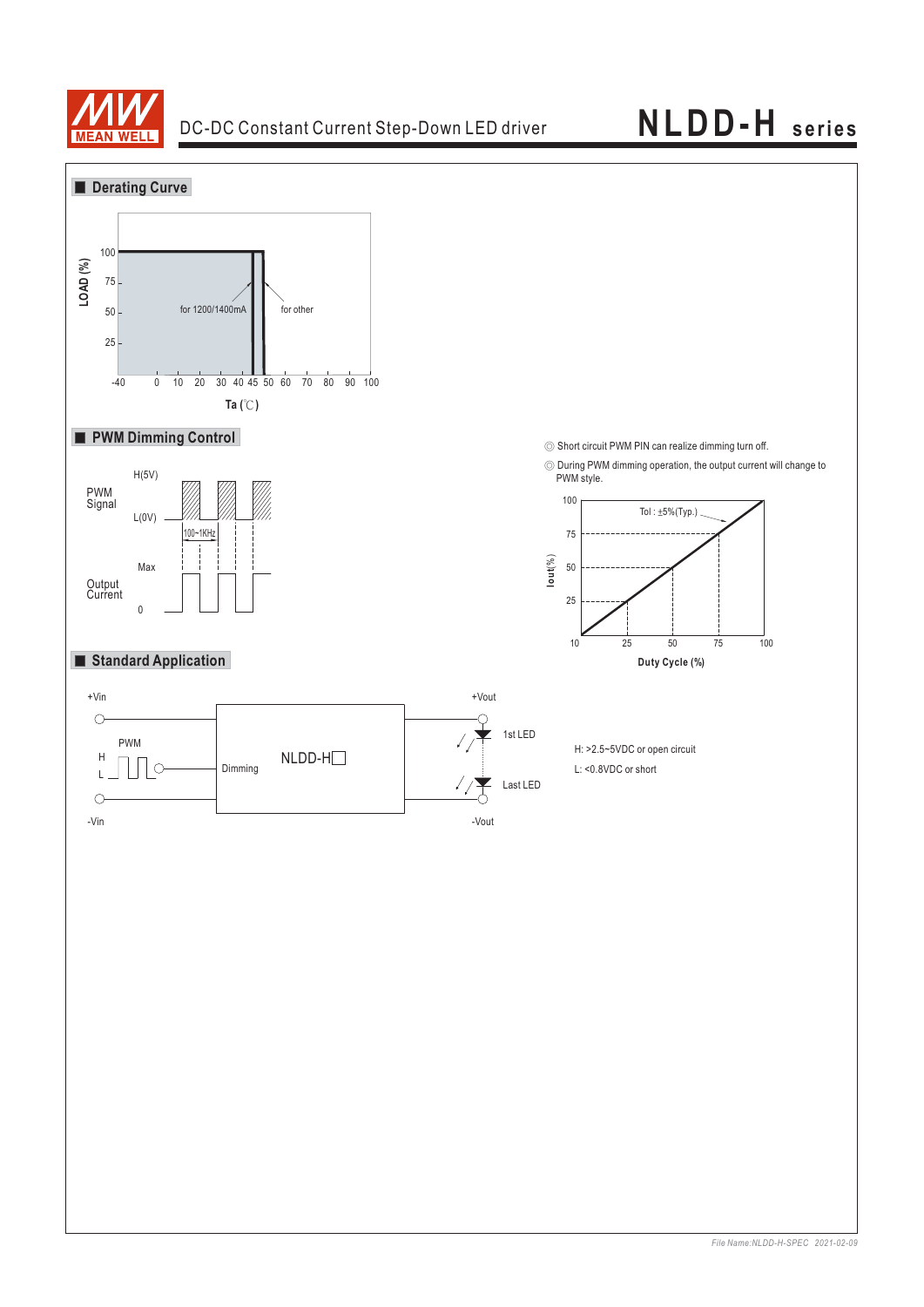## Derating Curve

LOAD (%)

100
75
50
25

for 1200/1400mA

for other

-40 0 10 20 30 40 45 50 60 70 80 90 100

Ta (℃)

## PWM Dimming Control

PWM Signal: H(5V), L(0V)

100~1KHz

Output Current: Max, 0

◎ Short circuit PWM PIN can realize dimming turn off.

◎ During PWM dimming operation, the output current will change to PWM style.

Iout(%)

100
75
50
25

Tol : ±5%(Typ.)

10 25 50 75 100

Duty Cycle (%)

## Standard Application

+Vin

PWM
H
L

-Vin

Dimming

NLDD-H□

+Vout

1st LED

Last LED

-Vout

H: >2.5~5VDC or open circuit

L: <0.8VDC or short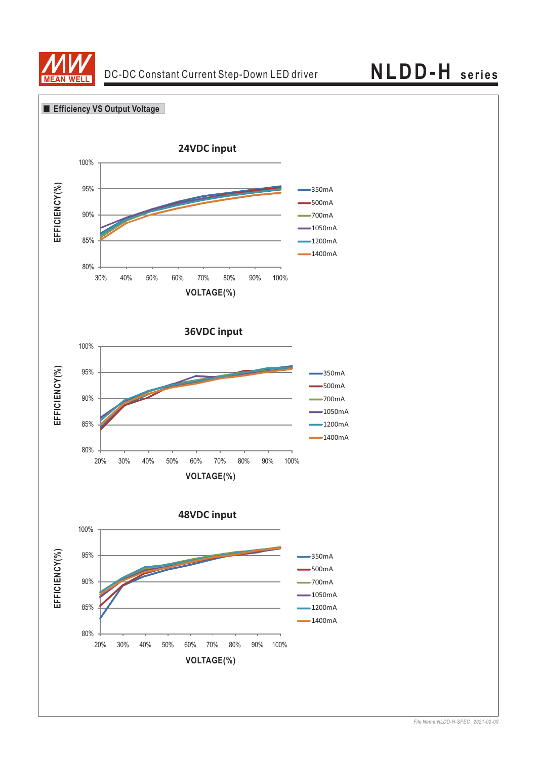## Efficiency VS Output Voltage

**24VDC input**

EFFICIENCY(%) — 80%, 85%, 90%, 95%, 100%

VOLTAGE(%) — 30%, 40%, 50%, 60%, 70%, 80%, 90%, 100%

350mA
500mA
700mA
1050mA
1200mA
1400mA

**36VDC input**

EFFICIENCY(%) — 80%, 85%, 90%, 95%, 100%

VOLTAGE(%) — 20%, 30%, 40%, 50%, 60%, 70%, 80%, 90%, 100%

350mA
500mA
700mA
1050mA
1200mA
1400mA

**48VDC input**

EFFICIENCY(%) — 80%, 85%, 90%, 95%, 100%

VOLTAGE(%) — 20%, 30%, 40%, 50%, 60%, 70%, 80%, 90%, 100%

350mA
500mA
700mA
1050mA
1200mA
1400mA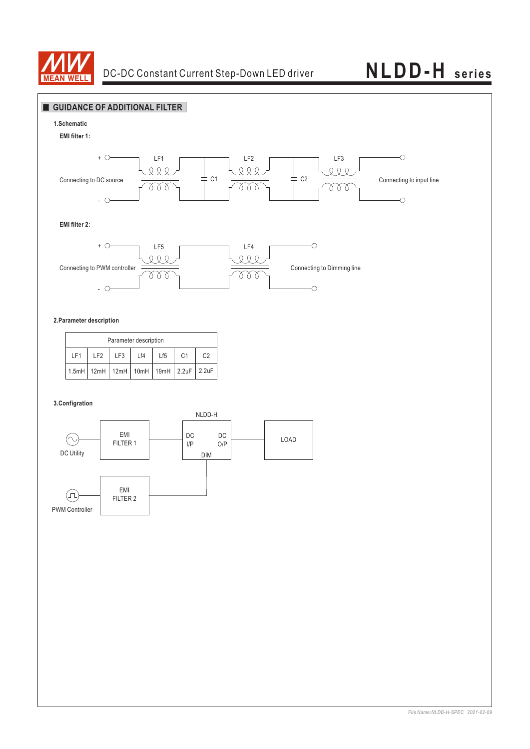## GUIDANCE OF ADDITIONAL FILTER

**1.Schematic**

**EMI filter 1:**

+
-
Connecting to DC source
LF1
C1
LF2
C2
LF3
Connecting to input line

**EMI filter 2:**

+
-
Connecting to PWM controller
LF5
LF4
Connecting to Dimming line

**2.Parameter description**

| Parameter description | | | | | | |
|---|---|---|---|---|---|---|
| LF1 | LF2 | LF3 | Lf4 | Lf5 | C1 | C2 |
| 1.5mH | 12mH | 12mH | 10mH | 19mH | 2.2uF | 2.2uF |

**3.Configration**

NLDD-H
DC Utility
EMI FILTER 1
DC I/P
DC O/P
DIM
LOAD
PWM Controller
EMI FILTER 2